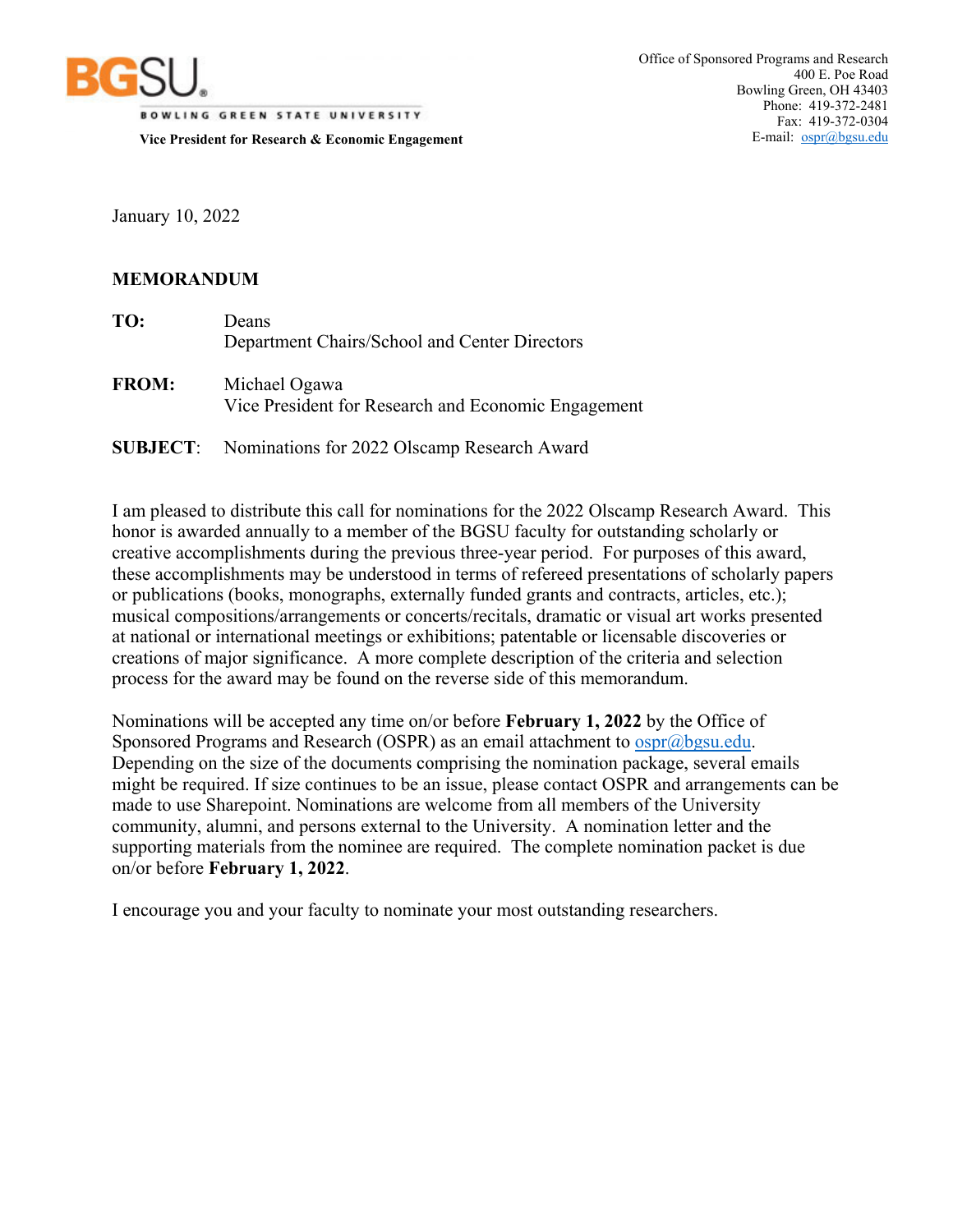**BGSU**
BOWLING GREEN STATE UNIVERSITY

**Vice President for Research & Economic Engagement**

Office of Sponsored Programs and Research
400 E. Poe Road
Bowling Green, OH 43403
Phone: 419-372-2481
Fax: 419-372-0304
E-mail: ospr@bgsu.edu

January 10, 2022

**MEMORANDUM**

**TO:** Deans
Department Chairs/School and Center Directors

**FROM:** Michael Ogawa
Vice President for Research and Economic Engagement

**SUBJECT**: Nominations for 2022 Olscamp Research Award

I am pleased to distribute this call for nominations for the 2022 Olscamp Research Award. This honor is awarded annually to a member of the BGSU faculty for outstanding scholarly or creative accomplishments during the previous three-year period. For purposes of this award, these accomplishments may be understood in terms of refereed presentations of scholarly papers or publications (books, monographs, externally funded grants and contracts, articles, etc.); musical compositions/arrangements or concerts/recitals, dramatic or visual art works presented at national or international meetings or exhibitions; patentable or licensable discoveries or creations of major significance. A more complete description of the criteria and selection process for the award may be found on the reverse side of this memorandum.

Nominations will be accepted any time on/or before **February 1, 2022** by the Office of Sponsored Programs and Research (OSPR) as an email attachment to ospr@bgsu.edu. Depending on the size of the documents comprising the nomination package, several emails might be required. If size continues to be an issue, please contact OSPR and arrangements can be made to use Sharepoint. Nominations are welcome from all members of the University community, alumni, and persons external to the University. A nomination letter and the supporting materials from the nominee are required. The complete nomination packet is due on/or before **February 1, 2022**.

I encourage you and your faculty to nominate your most outstanding researchers.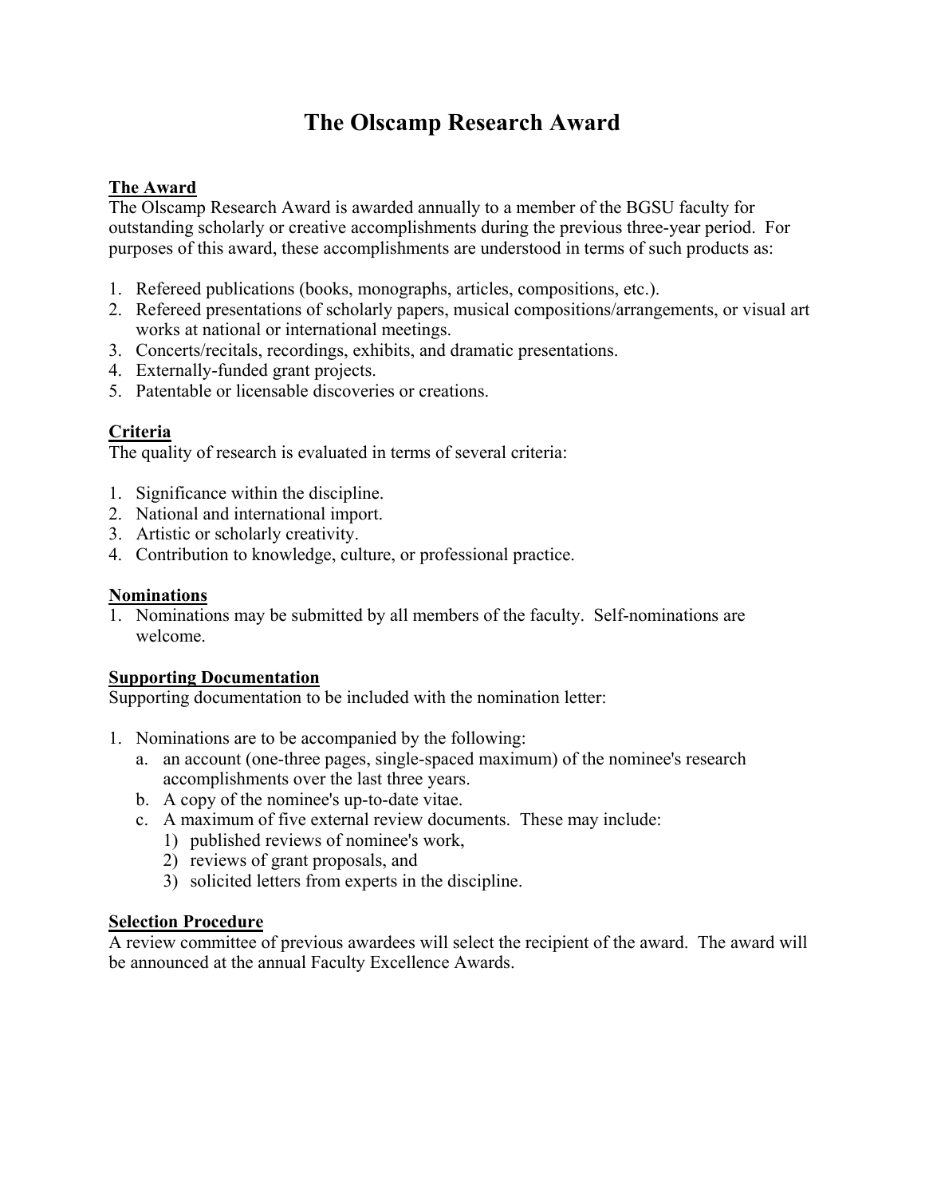# The Olscamp Research Award

## The Award

The Olscamp Research Award is awarded annually to a member of the BGSU faculty for outstanding scholarly or creative accomplishments during the previous three-year period. For purposes of this award, these accomplishments are understood in terms of such products as:

1. Refereed publications (books, monographs, articles, compositions, etc.).
2. Refereed presentations of scholarly papers, musical compositions/arrangements, or visual art works at national or international meetings.
3. Concerts/recitals, recordings, exhibits, and dramatic presentations.
4. Externally-funded grant projects.
5. Patentable or licensable discoveries or creations.

## Criteria

The quality of research is evaluated in terms of several criteria:

1. Significance within the discipline.
2. National and international import.
3. Artistic or scholarly creativity.
4. Contribution to knowledge, culture, or professional practice.

## Nominations

1. Nominations may be submitted by all members of the faculty. Self-nominations are welcome.

## Supporting Documentation

Supporting documentation to be included with the nomination letter:

1. Nominations are to be accompanied by the following:
   a. an account (one-three pages, single-spaced maximum) of the nominee's research accomplishments over the last three years.
   b. A copy of the nominee's up-to-date vitae.
   c. A maximum of five external review documents. These may include:
      1) published reviews of nominee's work,
      2) reviews of grant proposals, and
      3) solicited letters from experts in the discipline.

## Selection Procedure

A review committee of previous awardees will select the recipient of the award. The award will be announced at the annual Faculty Excellence Awards.